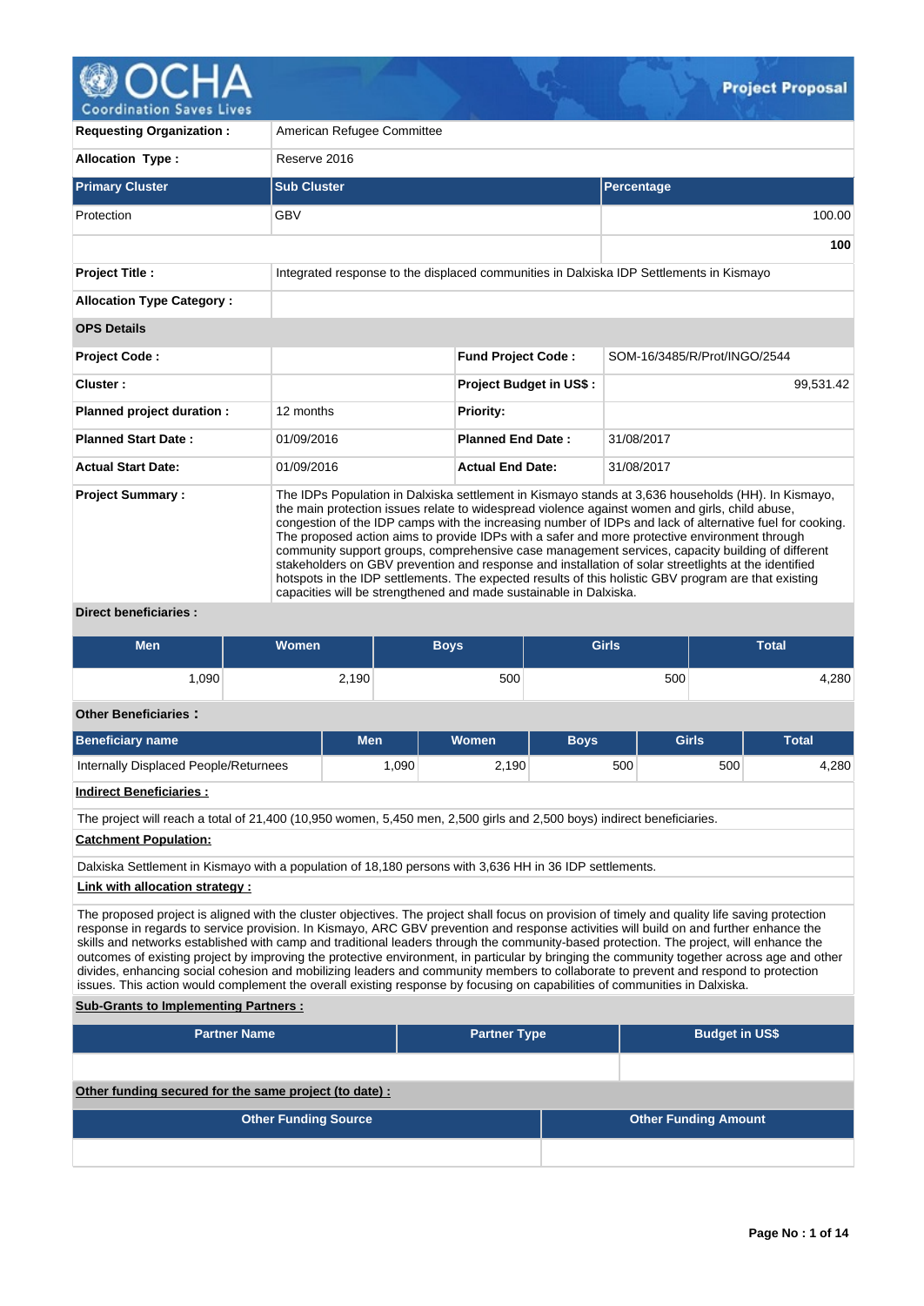# Project Proposal

| | |
|---|---|
| **Requesting Organization :** | American Refugee Committee |
| **Allocation Type :** | Reserve 2016 |

| Primary Cluster | Sub Cluster | Percentage |
|---|---|---|
| Protection | GBV | 100.00 |
| | | **100** |

| | |
|---|---|
| **Project Title :** | Integrated response to the displaced communities in Dalxiska IDP Settlements in Kismayo |
| **Allocation Type Category :** | |

**OPS Details**

| | | | |
|---|---|---|---|
| **Project Code :** | | **Fund Project Code :** | SOM-16/3485/R/Prot/INGO/2544 |
| **Cluster :** | | **Project Budget in US$ :** | 99,531.42 |
| **Planned project duration :** | 12 months | **Priority:** | |
| **Planned Start Date :** | 01/09/2016 | **Planned End Date :** | 31/08/2017 |
| **Actual Start Date:** | 01/09/2016 | **Actual End Date:** | 31/08/2017 |

**Project Summary :** The IDPs Population in Dalxiska settlement in Kismayo stands at 3,636 households (HH). In Kismayo, the main protection issues relate to widespread violence against women and girls, child abuse, congestion of the IDP camps with the increasing number of IDPs and lack of alternative fuel for cooking. The proposed action aims to provide IDPs with a safer and more protective environment through community support groups, comprehensive case management services, capacity building of different stakeholders on GBV prevention and response and installation of solar streetlights at the identified hotspots in the IDP settlements. The expected results of this holistic GBV program are that existing capacities will be strengthened and made sustainable in Dalxiska.

**Direct beneficiaries :**

| Men | Women | Boys | Girls | Total |
|---|---|---|---|---|
| 1,090 | 2,190 | 500 | 500 | 4,280 |

**Other Beneficiaries :**

| Beneficiary name | Men | Women | Boys | Girls | Total |
|---|---|---|---|---|---|
| Internally Displaced People/Returnees | 1,090 | 2,190 | 500 | 500 | 4,280 |

**Indirect Beneficiaries :**

The project will reach a total of 21,400 (10,950 women, 5,450 men, 2,500 girls and 2,500 boys) indirect beneficiaries.

**Catchment Population:**

Dalxiska Settlement in Kismayo with a population of 18,180 persons with 3,636 HH in 36 IDP settlements.

**Link with allocation strategy :**

The proposed project is aligned with the cluster objectives. The project shall focus on provision of timely and quality life saving protection response in regards to service provision. In Kismayo, ARC GBV prevention and response activities will build on and further enhance the skills and networks established with camp and traditional leaders through the community-based protection. The project, will enhance the outcomes of existing project by improving the protective environment, in particular by bringing the community together across age and other divides, enhancing social cohesion and mobilizing leaders and community members to collaborate to prevent and respond to protection issues. This action would complement the overall existing response by focusing on capabilities of communities in Dalxiska.

**Sub-Grants to Implementing Partners :**

| Partner Name | Partner Type | Budget in US$ |
|---|---|---|
| | | |

**Other funding secured for the same project (to date) :**

| Other Funding Source | Other Funding Amount |
|---|---|
| | |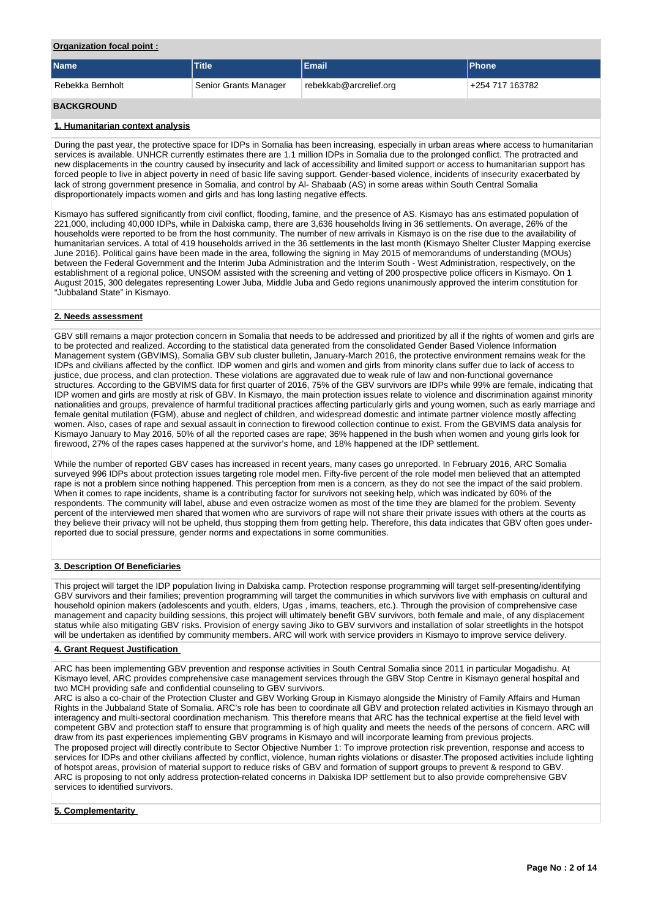**Organization focal point :**

| Name | Title | Email | Phone |
|---|---|---|---|
| Rebekka Bernholt | Senior Grants Manager | rebekkab@arcrelief.org | +254 717 163782 |

## BACKGROUND

### 1. Humanitarian context analysis

During the past year, the protective space for IDPs in Somalia has been increasing, especially in urban areas where access to humanitarian services is available. UNHCR currently estimates there are 1.1 million IDPs in Somalia due to the prolonged conflict. The protracted and new displacements in the country caused by insecurity and lack of accessibility and limited support or access to humanitarian support has forced people to live in abject poverty in need of basic life saving support. Gender-based violence, incidents of insecurity exacerbated by lack of strong government presence in Somalia, and control by Al- Shabaab (AS) in some areas within South Central Somalia disproportionately impacts women and girls and has long lasting negative effects.

Kismayo has suffered significantly from civil conflict, flooding, famine, and the presence of AS. Kismayo has ans estimated population of 221,000, including 40,000 IDPs, while in Dalxiska camp, there are 3,636 households living in 36 settlements. On average, 26% of the households were reported to be from the host community. The number of new arrivals in Kismayo is on the rise due to the availability of humanitarian services. A total of 419 households arrived in the 36 settlements in the last month (Kismayo Shelter Cluster Mapping exercise June 2016). Political gains have been made in the area, following the signing in May 2015 of memorandums of understanding (MOUs) between the Federal Government and the Interim Juba Administration and the Interim South - West Administration, respectively, on the establishment of a regional police, UNSOM assisted with the screening and vetting of 200 prospective police officers in Kismayo. On 1 August 2015, 300 delegates representing Lower Juba, Middle Juba and Gedo regions unanimously approved the interim constitution for "Jubbaland State" in Kismayo.

### 2. Needs assessment

GBV still remains a major protection concern in Somalia that needs to be addressed and prioritized by all if the rights of women and girls are to be protected and realized. According to the statistical data generated from the consolidated Gender Based Violence Information Management system (GBVIMS), Somalia GBV sub cluster bulletin, January-March 2016, the protective environment remains weak for the IDPs and civilians affected by the conflict. IDP women and girls and women and girls from minority clans suffer due to lack of access to justice, due process, and clan protection. These violations are aggravated due to weak rule of law and non-functional governance structures. According to the GBVIMS data for first quarter of 2016, 75% of the GBV survivors are IDPs while 99% are female, indicating that IDP women and girls are mostly at risk of GBV. In Kismayo, the main protection issues relate to violence and discrimination against minority nationalities and groups, prevalence of harmful traditional practices affecting particularly girls and young women, such as early marriage and female genital mutilation (FGM), abuse and neglect of children, and widespread domestic and intimate partner violence mostly affecting women. Also, cases of rape and sexual assault in connection to firewood collection continue to exist. From the GBVIMS data analysis for Kismayo January to May 2016, 50% of all the reported cases are rape; 36% happened in the bush when women and young girls look for firewood, 27% of the rapes cases happened at the survivor's home, and 18% happened at the IDP settlement.

While the number of reported GBV cases has increased in recent years, many cases go unreported. In February 2016, ARC Somalia surveyed 996 IDPs about protection issues targeting role model men. Fifty-five percent of the role model men believed that an attempted rape is not a problem since nothing happened. This perception from men is a concern, as they do not see the impact of the said problem. When it comes to rape incidents, shame is a contributing factor for survivors not seeking help, which was indicated by 60% of the respondents. The community will label, abuse and even ostracize women as most of the time they are blamed for the problem. Seventy percent of the interviewed men shared that women who are survivors of rape will not share their private issues with others at the courts as they believe their privacy will not be upheld, thus stopping them from getting help. Therefore, this data indicates that GBV often goes under-reported due to social pressure, gender norms and expectations in some communities.

### 3. Description Of Beneficiaries

This project will target the IDP population living in Dalxiska camp. Protection response programming will target self-presenting/identifying GBV survivors and their families; prevention programming will target the communities in which survivors live with emphasis on cultural and household opinion makers (adolescents and youth, elders, Ugas , imams, teachers, etc.). Through the provision of comprehensive case management and capacity building sessions, this project will ultimately benefit GBV survivors, both female and male, of any displacement status while also mitigating GBV risks. Provision of energy saving Jiko to GBV survivors and installation of solar streetlights in the hotspot will be undertaken as identified by community members. ARC will work with service providers in Kismayo to improve service delivery.

### 4. Grant Request Justification

ARC has been implementing GBV prevention and response activities in South Central Somalia since 2011 in particular Mogadishu. At Kismayo level, ARC provides comprehensive case management services through the GBV Stop Centre in Kismayo general hospital and two MCH providing safe and confidential counseling to GBV survivors.
ARC is also a co-chair of the Protection Cluster and GBV Working Group in Kismayo alongside the Ministry of Family Affairs and Human Rights in the Jubbaland State of Somalia. ARC's role has been to coordinate all GBV and protection related activities in Kismayo through an interagency and multi-sectoral coordination mechanism. This therefore means that ARC has the technical expertise at the field level with competent GBV and protection staff to ensure that programming is of high quality and meets the needs of the persons of concern. ARC will draw from its past experiences implementing GBV programs in Kismayo and will incorporate learning from previous projects.
The proposed project will directly contribute to Sector Objective Number 1: To improve protection risk prevention, response and access to services for IDPs and other civilians affected by conflict, violence, human rights violations or disaster.The proposed activities include lighting of hotspot areas, provision of material support to reduce risks of GBV and formation of support groups to prevent & respond to GBV.
ARC is proposing to not only address protection-related concerns in Dalxiska IDP settlement but to also provide comprehensive GBV services to identified survivors.

### 5. Complementarity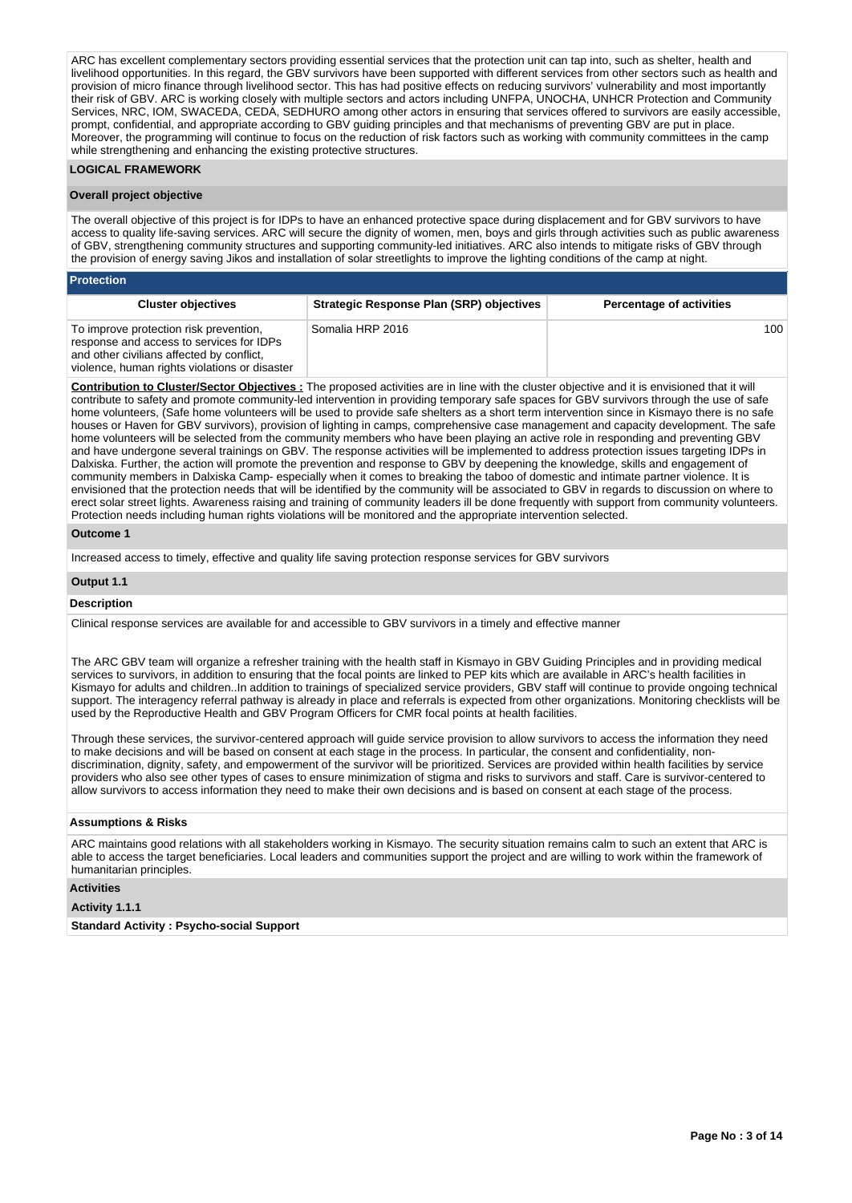ARC has excellent complementary sectors providing essential services that the protection unit can tap into, such as shelter, health and livelihood opportunities. In this regard, the GBV survivors have been supported with different services from other sectors such as health and provision of micro finance through livelihood sector. This has had positive effects on reducing survivors' vulnerability and most importantly their risk of GBV. ARC is working closely with multiple sectors and actors including UNFPA, UNOCHA, UNHCR Protection and Community Services, NRC, IOM, SWACEDA, CEDA, SEDHURO among other actors in ensuring that services offered to survivors are easily accessible, prompt, confidential, and appropriate according to GBV guiding principles and that mechanisms of preventing GBV are put in place. Moreover, the programming will continue to focus on the reduction of risk factors such as working with community committees in the camp while strengthening and enhancing the existing protective structures.

## LOGICAL FRAMEWORK

### Overall project objective

The overall objective of this project is for IDPs to have an enhanced protective space during displacement and for GBV survivors to have access to quality life-saving services. ARC will secure the dignity of women, men, boys and girls through activities such as public awareness of GBV, strengthening community structures and supporting community-led initiatives. ARC also intends to mitigate risks of GBV through the provision of energy saving Jikos and installation of solar streetlights to improve the lighting conditions of the camp at night.

### Protection

| Cluster objectives | Strategic Response Plan (SRP) objectives | Percentage of activities |
|---|---|---|
| To improve protection risk prevention, response and access to services for IDPs and other civilians affected by conflict, violence, human rights violations or disaster | Somalia HRP 2016 | 100 |

**Contribution to Cluster/Sector Objectives :** The proposed activities are in line with the cluster objective and it is envisioned that it will contribute to safety and promote community-led intervention in providing temporary safe spaces for GBV survivors through the use of safe home volunteers, (Safe home volunteers will be used to provide safe shelters as a short term intervention since in Kismayo there is no safe houses or Haven for GBV survivors), provision of lighting in camps, comprehensive case management and capacity development. The safe home volunteers will be selected from the community members who have been playing an active role in responding and preventing GBV and have undergone several trainings on GBV. The response activities will be implemented to address protection issues targeting IDPs in Dalxiska. Further, the action will promote the prevention and response to GBV by deepening the knowledge, skills and engagement of community members in Dalxiska Camp- especially when it comes to breaking the taboo of domestic and intimate partner violence. It is envisioned that the protection needs that will be identified by the community will be associated to GBV in regards to discussion on where to erect solar street lights. Awareness raising and training of community leaders ill be done frequently with support from community volunteers. Protection needs including human rights violations will be monitored and the appropriate intervention selected.

### Outcome 1

Increased access to timely, effective and quality life saving protection response services for GBV survivors

### Output 1.1

**Description**

Clinical response services are available for and accessible to GBV survivors in a timely and effective manner

The ARC GBV team will organize a refresher training with the health staff in Kismayo in GBV Guiding Principles and in providing medical services to survivors, in addition to ensuring that the focal points are linked to PEP kits which are available in ARC's health facilities in Kismayo for adults and children..In addition to trainings of specialized service providers, GBV staff will continue to provide ongoing technical support. The interagency referral pathway is already in place and referrals is expected from other organizations. Monitoring checklists will be used by the Reproductive Health and GBV Program Officers for CMR focal points at health facilities.

Through these services, the survivor-centered approach will guide service provision to allow survivors to access the information they need to make decisions and will be based on consent at each stage in the process. In particular, the consent and confidentiality, non-discrimination, dignity, safety, and empowerment of the survivor will be prioritized. Services are provided within health facilities by service providers who also see other types of cases to ensure minimization of stigma and risks to survivors and staff. Care is survivor-centered to allow survivors to access information they need to make their own decisions and is based on consent at each stage of the process.

**Assumptions & Risks**

ARC maintains good relations with all stakeholders working in Kismayo. The security situation remains calm to such an extent that ARC is able to access the target beneficiaries. Local leaders and communities support the project and are willing to work within the framework of humanitarian principles.

**Activities**

**Activity 1.1.1**

**Standard Activity : Psycho-social Support**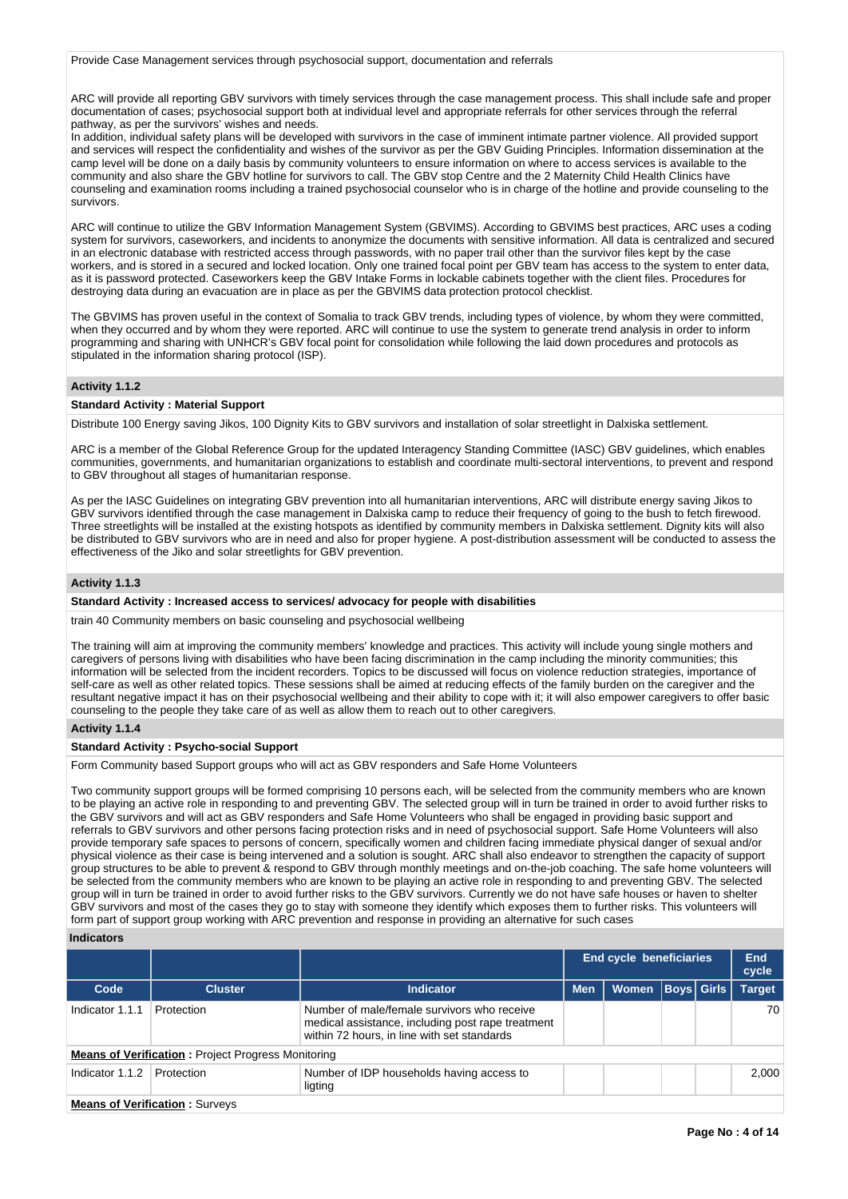Provide Case Management services through psychosocial support, documentation and referrals

ARC will provide all reporting GBV survivors with timely services through the case management process. This shall include safe and proper documentation of cases; psychosocial support both at individual level and appropriate referrals for other services through the referral pathway, as per the survivors' wishes and needs.
In addition, individual safety plans will be developed with survivors in the case of imminent intimate partner violence. All provided support and services will respect the confidentiality and wishes of the survivor as per the GBV Guiding Principles. Information dissemination at the camp level will be done on a daily basis by community volunteers to ensure information on where to access services is available to the community and also share the GBV hotline for survivors to call. The GBV stop Centre and the 2 Maternity Child Health Clinics have counseling and examination rooms including a trained psychosocial counselor who is in charge of the hotline and provide counseling to the survivors.

ARC will continue to utilize the GBV Information Management System (GBVIMS). According to GBVIMS best practices, ARC uses a coding system for survivors, caseworkers, and incidents to anonymize the documents with sensitive information. All data is centralized and secured in an electronic database with restricted access through passwords, with no paper trail other than the survivor files kept by the case workers, and is stored in a secured and locked location. Only one trained focal point per GBV team has access to the system to enter data, as it is password protected. Caseworkers keep the GBV Intake Forms in lockable cabinets together with the client files. Procedures for destroying data during an evacuation are in place as per the GBVIMS data protection protocol checklist.

The GBVIMS has proven useful in the context of Somalia to track GBV trends, including types of violence, by whom they were committed, when they occurred and by whom they were reported. ARC will continue to use the system to generate trend analysis in order to inform programming and sharing with UNHCR's GBV focal point for consolidation while following the laid down procedures and protocols as stipulated in the information sharing protocol (ISP).

### Activity 1.1.2

**Standard Activity : Material Support**

Distribute 100 Energy saving Jikos, 100 Dignity Kits to GBV survivors and installation of solar streetlight in Dalxiska settlement.

ARC is a member of the Global Reference Group for the updated Interagency Standing Committee (IASC) GBV guidelines, which enables communities, governments, and humanitarian organizations to establish and coordinate multi-sectoral interventions, to prevent and respond to GBV throughout all stages of humanitarian response.

As per the IASC Guidelines on integrating GBV prevention into all humanitarian interventions, ARC will distribute energy saving Jikos to GBV survivors identified through the case management in Dalxiska camp to reduce their frequency of going to the bush to fetch firewood. Three streetlights will be installed at the existing hotspots as identified by community members in Dalxiska settlement. Dignity kits will also be distributed to GBV survivors who are in need and also for proper hygiene. A post-distribution assessment will be conducted to assess the effectiveness of the Jiko and solar streetlights for GBV prevention.

### Activity 1.1.3

**Standard Activity : Increased access to services/ advocacy for people with disabilities**

train 40 Community members on basic counseling and psychosocial wellbeing

The training will aim at improving the community members' knowledge and practices. This activity will include young single mothers and caregivers of persons living with disabilities who have been facing discrimination in the camp including the minority communities; this information will be selected from the incident recorders. Topics to be discussed will focus on violence reduction strategies, importance of self-care as well as other related topics. These sessions shall be aimed at reducing effects of the family burden on the caregiver and the resultant negative impact it has on their psychosocial wellbeing and their ability to cope with it; it will also empower caregivers to offer basic counseling to the people they take care of as well as allow them to reach out to other caregivers.

### Activity 1.1.4

**Standard Activity : Psycho-social Support**

Form Community based Support groups who will act as GBV responders and Safe Home Volunteers

Two community support groups will be formed comprising 10 persons each, will be selected from the community members who are known to be playing an active role in responding to and preventing GBV. The selected group will in turn be trained in order to avoid further risks to the GBV survivors and will act as GBV responders and Safe Home Volunteers who shall be engaged in providing basic support and referrals to GBV survivors and other persons facing protection risks and in need of psychosocial support. Safe Home Volunteers will also provide temporary safe spaces to persons of concern, specifically women and children facing immediate physical danger of sexual and/or physical violence as their case is being intervened and a solution is sought. ARC shall also endeavor to strengthen the capacity of support group structures to be able to prevent & respond to GBV through monthly meetings and on-the-job coaching. The safe home volunteers will be selected from the community members who are known to be playing an active role in responding to and preventing GBV. The selected group will in turn be trained in order to avoid further risks to the GBV survivors. Currently we do not have safe houses or haven to shelter GBV survivors and most of the cases they go to stay with someone they identify which exposes them to further risks. This volunteers will form part of support group working with ARC prevention and response in providing an alternative for such cases

### Indicators

| | | | End cycle beneficiaries | | | | End cycle |
|---|---|---|---|---|---|---|---|
| **Code** | **Cluster** | **Indicator** | **Men** | **Women** | **Boys** | **Girls** | **Target** |
| Indicator 1.1.1 | Protection | Number of male/female survivors who receive medical assistance, including post rape treatment within 72 hours, in line with set standards | | | | | 70 |
| **Means of Verification :** Project Progress Monitoring | | | | | | | |
| Indicator 1.1.2 | Protection | Number of IDP households having access to ligting | | | | | 2,000 |
| **Means of Verification :** Surveys | | | | | | | |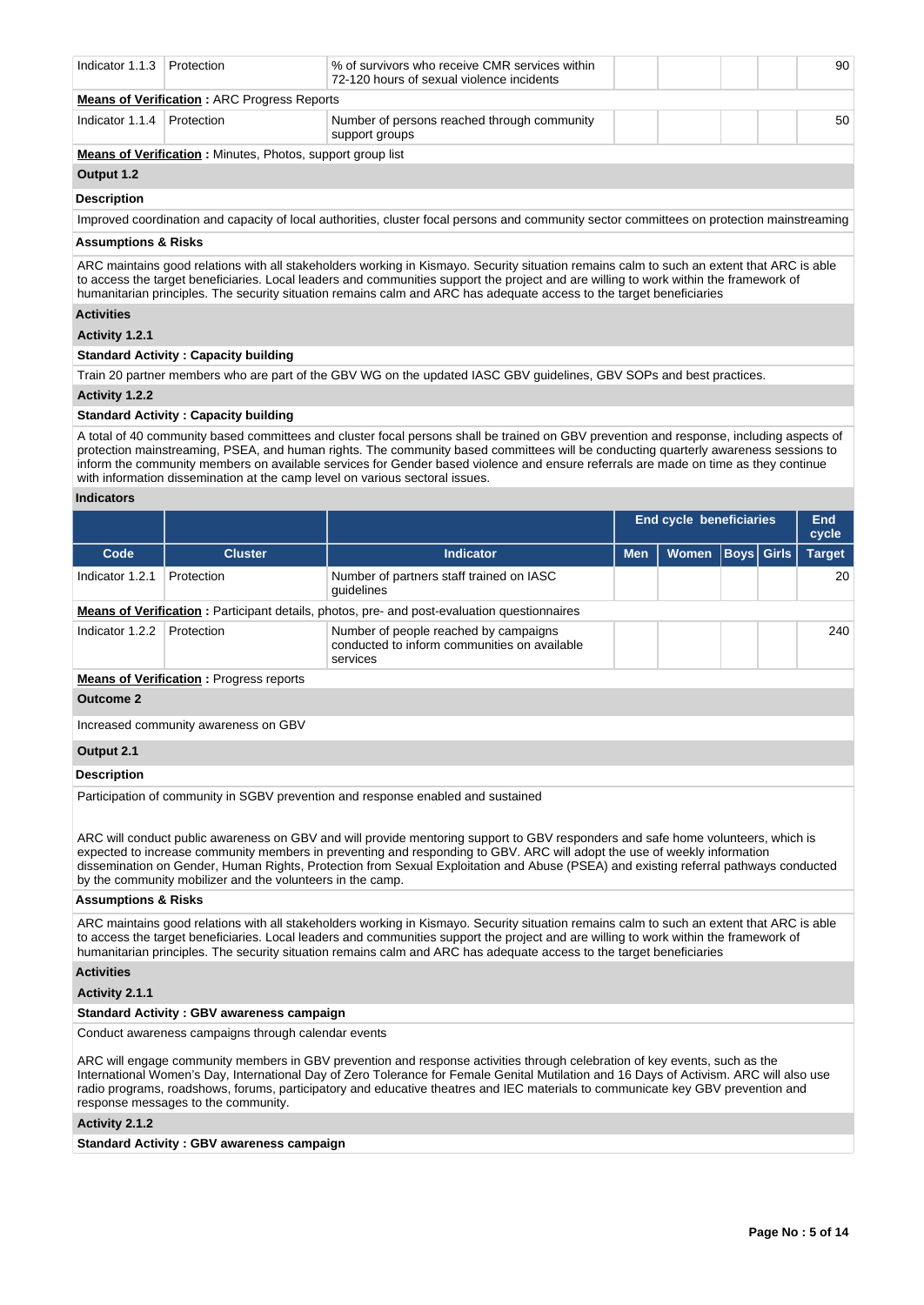| Code | Cluster | Indicator | Men | Women | Boys | Girls | Target |
|---|---|---|---|---|---|---|---|
| Indicator 1.1.3 | Protection | % of survivors who receive CMR services within 72-120 hours of sexual violence incidents | | | | | 90 |

**Means of Verification :** ARC Progress Reports

| Code | Cluster | Indicator | Men | Women | Boys | Girls | Target |
|---|---|---|---|---|---|---|---|
| Indicator 1.1.4 | Protection | Number of persons reached through community support groups | | | | | 50 |

**Means of Verification :** Minutes, Photos, support group list

**Output 1.2**

**Description**

Improved coordination and capacity of local authorities, cluster focal persons and community sector committees on protection mainstreaming

**Assumptions & Risks**

ARC maintains good relations with all stakeholders working in Kismayo. Security situation remains calm to such an extent that ARC is able to access the target beneficiaries. Local leaders and communities support the project and are willing to work within the framework of humanitarian principles. The security situation remains calm and ARC has adequate access to the target beneficiaries

**Activities**

**Activity 1.2.1**

**Standard Activity : Capacity building**

Train 20 partner members who are part of the GBV WG on the updated IASC GBV guidelines, GBV SOPs and best practices.

**Activity 1.2.2**

**Standard Activity : Capacity building**

A total of 40 community based committees and cluster focal persons shall be trained on GBV prevention and response, including aspects of protection mainstreaming, PSEA, and human rights. The community based committees will be conducting quarterly awareness sessions to inform the community members on available services for Gender based violence and ensure referrals are made on time as they continue with information dissemination at the camp level on various sectoral issues.

**Indicators**

| | | | End cycle beneficiaries | | | | End cycle |
|---|---|---|---|---|---|---|---|
| **Code** | **Cluster** | **Indicator** | **Men** | **Women** | **Boys** | **Girls** | **Target** |
| Indicator 1.2.1 | Protection | Number of partners staff trained on IASC guidelines | | | | | 20 |

**Means of Verification :** Participant details, photos, pre- and post-evaluation questionnaires

| Code | Cluster | Indicator | Men | Women | Boys | Girls | Target |
|---|---|---|---|---|---|---|---|
| Indicator 1.2.2 | Protection | Number of people reached by campaigns conducted to inform communities on available services | | | | | 240 |

**Means of Verification :** Progress reports

**Outcome 2**

Increased community awareness on GBV

**Output 2.1**

**Description**

Participation of community in SGBV prevention and response enabled and sustained

ARC will conduct public awareness on GBV and will provide mentoring support to GBV responders and safe home volunteers, which is expected to increase community members in preventing and responding to GBV. ARC will adopt the use of weekly information dissemination on Gender, Human Rights, Protection from Sexual Exploitation and Abuse (PSEA) and existing referral pathways conducted by the community mobilizer and the volunteers in the camp.

**Assumptions & Risks**

ARC maintains good relations with all stakeholders working in Kismayo. Security situation remains calm to such an extent that ARC is able to access the target beneficiaries. Local leaders and communities support the project and are willing to work within the framework of humanitarian principles. The security situation remains calm and ARC has adequate access to the target beneficiaries

**Activities**

**Activity 2.1.1**

**Standard Activity : GBV awareness campaign**

Conduct awareness campaigns through calendar events

ARC will engage community members in GBV prevention and response activities through celebration of key events, such as the International Women's Day, International Day of Zero Tolerance for Female Genital Mutilation and 16 Days of Activism. ARC will also use radio programs, roadshows, forums, participatory and educative theatres and IEC materials to communicate key GBV prevention and response messages to the community.

**Activity 2.1.2**

**Standard Activity : GBV awareness campaign**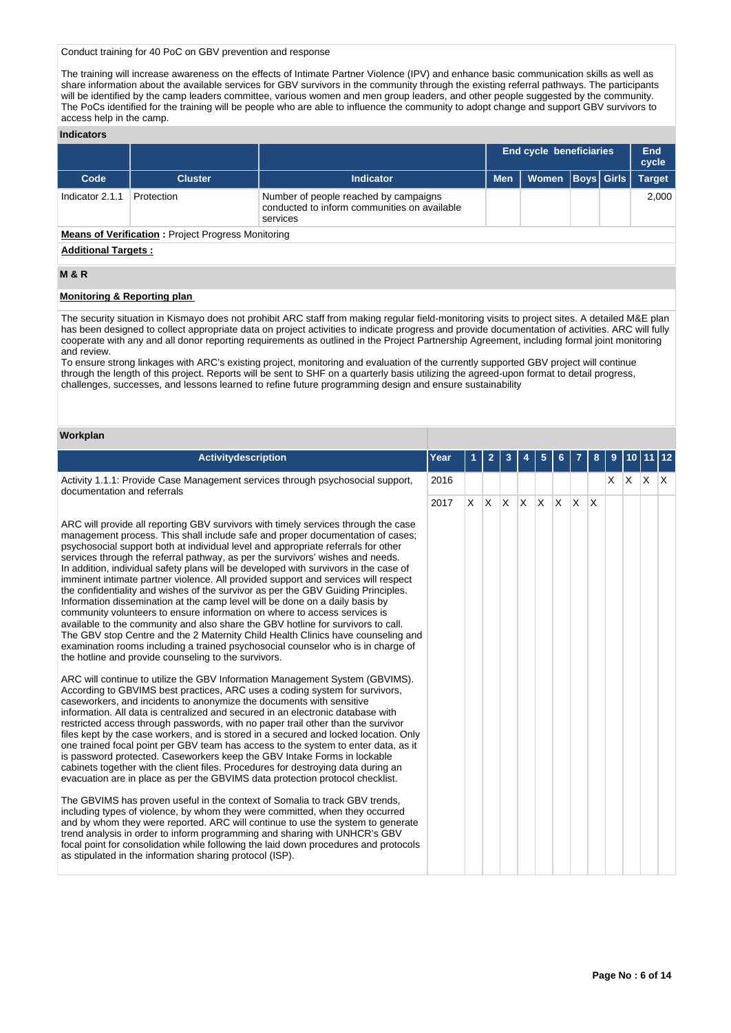Conduct training for 40 PoC on GBV prevention and response

The training will increase awareness on the effects of Intimate Partner Violence (IPV) and enhance basic communication skills as well as share information about the available services for GBV survivors in the community through the existing referral pathways. The participants will be identified by the camp leaders committee, various women and men group leaders, and other people suggested by the community. The PoCs identified for the training will be people who are able to influence the community to adopt change and support GBV survivors to access help in the camp.

### Indicators

| | | | End cycle beneficiaries | | | | End cycle |
|---|---|---|---|---|---|---|---|
| Code | Cluster | Indicator | Men | Women | Boys | Girls | Target |
| Indicator 2.1.1 | Protection | Number of people reached by campaigns conducted to inform communities on available services | | | | | 2,000 |

**Means of Verification :** Project Progress Monitoring

**Additional Targets :**

## M & R

**Monitoring & Reporting plan**

The security situation in Kismayo does not prohibit ARC staff from making regular field-monitoring visits to project sites. A detailed M&E plan has been designed to collect appropriate data on project activities to indicate progress and provide documentation of activities. ARC will fully cooperate with any and all donor reporting requirements as outlined in the Project Partnership Agreement, including formal joint monitoring and review.
To ensure strong linkages with ARC's existing project, monitoring and evaluation of the currently supported GBV project will continue through the length of this project. Reports will be sent to SHF on a quarterly basis utilizing the agreed-upon format to detail progress, challenges, successes, and lessons learned to refine future programming design and ensure sustainability

### Workplan

| Activitydescription | Year | 1 | 2 | 3 | 4 | 5 | 6 | 7 | 8 | 9 | 10 | 11 | 12 |
|---|---|---|---|---|---|---|---|---|---|---|---|---|---|
| Activity 1.1.1: Provide Case Management services through psychosocial support, documentation and referrals | 2016 | | | | | | | | | X | X | X | X |
| | 2017 | X | X | X | X | X | X | X | X | | | | |

ARC will provide all reporting GBV survivors with timely services through the case management process. This shall include safe and proper documentation of cases; psychosocial support both at individual level and appropriate referrals for other services through the referral pathway, as per the survivors' wishes and needs.
In addition, individual safety plans will be developed with survivors in the case of imminent intimate partner violence. All provided support and services will respect the confidentiality and wishes of the survivor as per the GBV Guiding Principles.
Information dissemination at the camp level will be done on a daily basis by community volunteers to ensure information on where to access services is available to the community and also share the GBV hotline for survivors to call.
The GBV stop Centre and the 2 Maternity Child Health Clinics have counseling and examination rooms including a trained psychosocial counselor who is in charge of the hotline and provide counseling to the survivors.

ARC will continue to utilize the GBV Information Management System (GBVIMS). According to GBVIMS best practices, ARC uses a coding system for survivors, caseworkers, and incidents to anonymize the documents with sensitive information. All data is centralized and secured in an electronic database with restricted access through passwords, with no paper trail other than the survivor files kept by the case workers, and is stored in a secured and locked location. Only one trained focal point per GBV team has access to the system to enter data, as it is password protected. Caseworkers keep the GBV Intake Forms in lockable cabinets together with the client files. Procedures for destroying data during an evacuation are in place as per the GBVIMS data protection protocol checklist.

The GBVIMS has proven useful in the context of Somalia to track GBV trends, including types of violence, by whom they were committed, when they occurred and by whom they were reported. ARC will continue to use the system to generate trend analysis in order to inform programming and sharing with UNHCR's GBV focal point for consolidation while following the laid down procedures and protocols as stipulated in the information sharing protocol (ISP).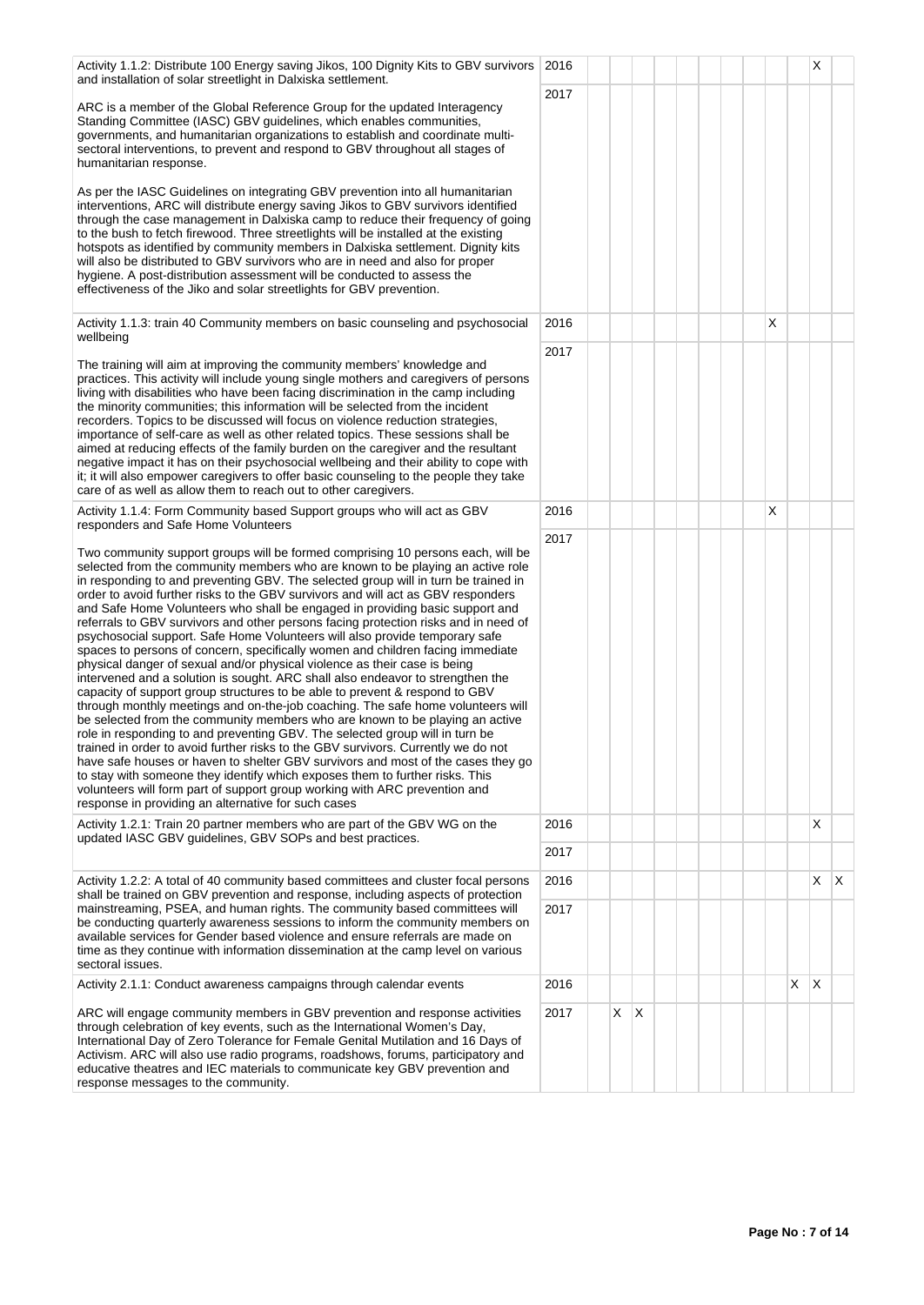| Activity 1.1.2: Distribute 100 Energy saving Jikos, 100 Dignity Kits to GBV survivors and installation of solar streetlight in Dalxiska settlement. | 2016 | | | | | | | | | | | X | |
|---|---|---|---|---|---|---|---|---|---|---|---|---|---|
| ARC is a member of the Global Reference Group for the updated Interagency Standing Committee (IASC) GBV guidelines, which enables communities, governments, and humanitarian organizations to establish and coordinate multi-sectoral interventions, to prevent and respond to GBV throughout all stages of humanitarian response.<br><br>As per the IASC Guidelines on integrating GBV prevention into all humanitarian interventions, ARC will distribute energy saving Jikos to GBV survivors identified through the case management in Dalxiska camp to reduce their frequency of going to the bush to fetch firewood. Three streetlights will be installed at the existing hotspots as identified by community members in Dalxiska settlement. Dignity kits will also be distributed to GBV survivors who are in need and also for proper hygiene. A post-distribution assessment will be conducted to assess the effectiveness of the Jiko and solar streetlights for GBV prevention. | 2017 | | | | | | | | | | | | |
| Activity 1.1.3: train 40 Community members on basic counseling and psychosocial wellbeing | 2016 | | | | | | | | X | | | | |
| The training will aim at improving the community members' knowledge and practices. This activity will include young single mothers and caregivers of persons living with disabilities who have been facing discrimination in the camp including the minority communities; this information will be selected from the incident recorders. Topics to be discussed will focus on violence reduction strategies, importance of self-care as well as other related topics. These sessions shall be aimed at reducing effects of the family burden on the caregiver and the resultant negative impact it has on their psychosocial wellbeing and their ability to cope with it; it will also empower caregivers to offer basic counseling to the people they take care of as well as allow them to reach out to other caregivers. | 2017 | | | | | | | | | | | | |
| Activity 1.1.4: Form Community based Support groups who will act as GBV responders and Safe Home Volunteers | 2016 | | | | | | | | X | | | | |
| Two community support groups will be formed comprising 10 persons each, will be selected from the community members who are known to be playing an active role in responding to and preventing GBV. The selected group will in turn be trained in order to avoid further risks to the GBV survivors and will act as GBV responders and Safe Home Volunteers who shall be engaged in providing basic support and referrals to GBV survivors and other persons facing protection risks and in need of psychosocial support. Safe Home Volunteers will also provide temporary safe spaces to persons of concern, specifically women and children facing immediate physical danger of sexual and/or physical violence as their case is being intervened and a solution is sought. ARC shall also endeavor to strengthen the capacity of support group structures to be able to prevent & respond to GBV through monthly meetings and on-the-job coaching. The safe home volunteers will be selected from the community members who are known to be playing an active role in responding to and preventing GBV. The selected group will in turn be trained in order to avoid further risks to the GBV survivors. Currently we do not have safe houses or haven to shelter GBV survivors and most of the cases they go to stay with someone they identify which exposes them to further risks. This volunteers will form part of support group working with ARC prevention and response in providing an alternative for such cases | 2017 | | | | | | | | | | | | |
| Activity 1.2.1: Train 20 partner members who are part of the GBV WG on the updated IASC GBV guidelines, GBV SOPs and best practices. | 2016 | | | | | | | | | | | X | |
| | 2017 | | | | | | | | | | | | |
| Activity 1.2.2: A total of 40 community based committees and cluster focal persons shall be trained on GBV prevention and response, including aspects of protection mainstreaming, PSEA, and human rights. The community based committees will be conducting quarterly awareness sessions to inform the community members on available services for Gender based violence and ensure referrals are made on time as they continue with information dissemination at the camp level on various sectoral issues. | 2016 | | | | | | | | | | | X | X |
| | 2017 | | | | | | | | | | | | |
| Activity 2.1.1: Conduct awareness campaigns through calendar events | 2016 | | | | | | | | | | X | X | |
| ARC will engage community members in GBV prevention and response activities through celebration of key events, such as the International Women's Day, International Day of Zero Tolerance for Female Genital Mutilation and 16 Days of Activism. ARC will also use radio programs, roadshows, forums, participatory and educative theatres and IEC materials to communicate key GBV prevention and response messages to the community. | 2017 | | X | X | | | | | | | | | |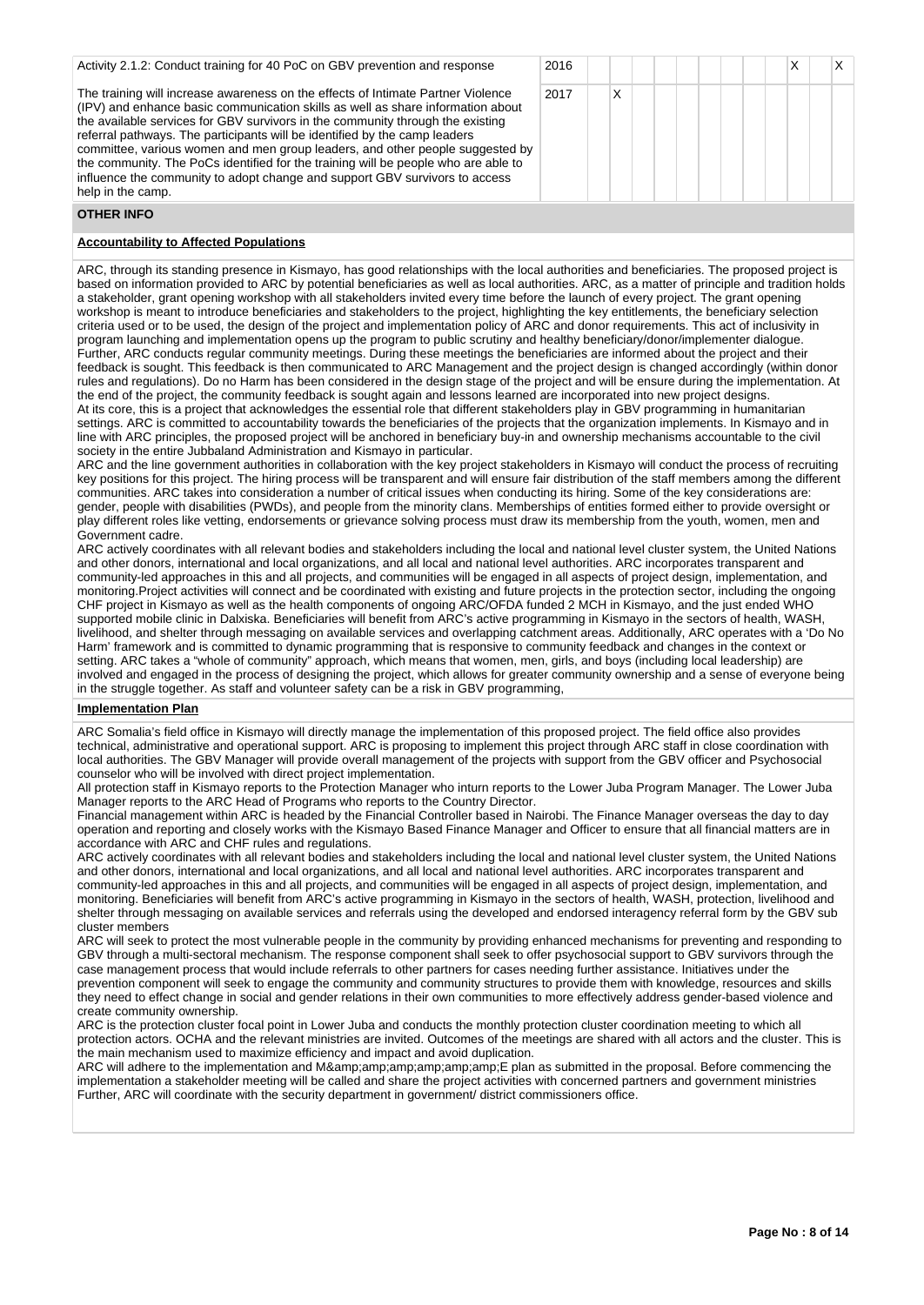| | | | | | | | | | | | | | |
|---|---|---|---|---|---|---|---|---|---|---|---|---|---|
| Activity 2.1.2: Conduct training for 40 PoC on GBV prevention and response | 2016 | | | | | | | | | | X | | X |
| The training will increase awareness on the effects of Intimate Partner Violence (IPV) and enhance basic communication skills as well as share information about the available services for GBV survivors in the community through the existing referral pathways. The participants will be identified by the camp leaders committee, various women and men group leaders, and other people suggested by the community. The PoCs identified for the training will be people who are able to influence the community to adopt change and support GBV survivors to access help in the camp. | 2017 | | X | | | | | | | | | | |

**OTHER INFO**

**Accountability to Affected Populations**

ARC, through its standing presence in Kismayo, has good relationships with the local authorities and beneficiaries. The proposed project is based on information provided to ARC by potential beneficiaries as well as local authorities. ARC, as a matter of principle and tradition holds a stakeholder, grant opening workshop with all stakeholders invited every time before the launch of every project. The grant opening workshop is meant to introduce beneficiaries and stakeholders to the project, highlighting the key entitlements, the beneficiary selection criteria used or to be used, the design of the project and implementation policy of ARC and donor requirements. This act of inclusivity in program launching and implementation opens up the program to public scrutiny and healthy beneficiary/donor/implementer dialogue. Further, ARC conducts regular community meetings. During these meetings the beneficiaries are informed about the project and their feedback is sought. This feedback is then communicated to ARC Management and the project design is changed accordingly (within donor rules and regulations). Do no Harm has been considered in the design stage of the project and will be ensure during the implementation. At the end of the project, the community feedback is sought again and lessons learned are incorporated into new project designs.
At its core, this is a project that acknowledges the essential role that different stakeholders play in GBV programming in humanitarian settings. ARC is committed to accountability towards the beneficiaries of the projects that the organization implements. In Kismayo and in line with ARC principles, the proposed project will be anchored in beneficiary buy-in and ownership mechanisms accountable to the civil society in the entire Jubbaland Administration and Kismayo in particular.
ARC and the line government authorities in collaboration with the key project stakeholders in Kismayo will conduct the process of recruiting key positions for this project. The hiring process will be transparent and will ensure fair distribution of the staff members among the different communities. ARC takes into consideration a number of critical issues when conducting its hiring. Some of the key considerations are: gender, people with disabilities (PWDs), and people from the minority clans. Memberships of entities formed either to provide oversight or play different roles like vetting, endorsements or grievance solving process must draw its membership from the youth, women, men and Government cadre.
ARC actively coordinates with all relevant bodies and stakeholders including the local and national level cluster system, the United Nations and other donors, international and local organizations, and all local and national level authorities. ARC incorporates transparent and community-led approaches in this and all projects, and communities will be engaged in all aspects of project design, implementation, and monitoring.Project activities will connect and be coordinated with existing and future projects in the protection sector, including the ongoing CHF project in Kismayo as well as the health components of ongoing ARC/OFDA funded 2 MCH in Kismayo, and the just ended WHO supported mobile clinic in Dalxiska. Beneficiaries will benefit from ARC's active programming in Kismayo in the sectors of health, WASH, livelihood, and shelter through messaging on available services and overlapping catchment areas. Additionally, ARC operates with a 'Do No Harm' framework and is committed to dynamic programming that is responsive to community feedback and changes in the context or setting. ARC takes a "whole of community" approach, which means that women, men, girls, and boys (including local leadership) are involved and engaged in the process of designing the project, which allows for greater community ownership and a sense of everyone being in the struggle together. As staff and volunteer safety can be a risk in GBV programming,

**Implementation Plan**

ARC Somalia's field office in Kismayo will directly manage the implementation of this proposed project. The field office also provides technical, administrative and operational support. ARC is proposing to implement this project through ARC staff in close coordination with local authorities. The GBV Manager will provide overall management of the projects with support from the GBV officer and Psychosocial counselor who will be involved with direct project implementation.
All protection staff in Kismayo reports to the Protection Manager who inturn reports to the Lower Juba Program Manager. The Lower Juba Manager reports to the ARC Head of Programs who reports to the Country Director.
Financial management within ARC is headed by the Financial Controller based in Nairobi. The Finance Manager overseas the day to day operation and reporting and closely works with the Kismayo Based Finance Manager and Officer to ensure that all financial matters are in accordance with ARC and CHF rules and regulations.
ARC actively coordinates with all relevant bodies and stakeholders including the local and national level cluster system, the United Nations and other donors, international and local organizations, and all local and national level authorities. ARC incorporates transparent and community-led approaches in this and all projects, and communities will be engaged in all aspects of project design, implementation, and monitoring. Beneficiaries will benefit from ARC's active programming in Kismayo in the sectors of health, WASH, protection, livelihood and shelter through messaging on available services and referrals using the developed and endorsed interagency referral form by the GBV sub cluster members
ARC will seek to protect the most vulnerable people in the community by providing enhanced mechanisms for preventing and responding to GBV through a multi-sectoral mechanism. The response component shall seek to offer psychosocial support to GBV survivors through the case management process that would include referrals to other partners for cases needing further assistance. Initiatives under the prevention component will seek to engage the community and community structures to provide them with knowledge, resources and skills they need to effect change in social and gender relations in their own communities to more effectively address gender-based violence and create community ownership.
ARC is the protection cluster focal point in Lower Juba and conducts the monthly protection cluster coordination meeting to which all protection actors. OCHA and the relevant ministries are invited. Outcomes of the meetings are shared with all actors and the cluster. This is the main mechanism used to maximize efficiency and impact and avoid duplication.
ARC will adhere to the implementation and M&amp;amp;amp;amp;amp;amp;E plan as submitted in the proposal. Before commencing the implementation a stakeholder meeting will be called and share the project activities with concerned partners and government ministries Further, ARC will coordinate with the security department in government/ district commissioners office.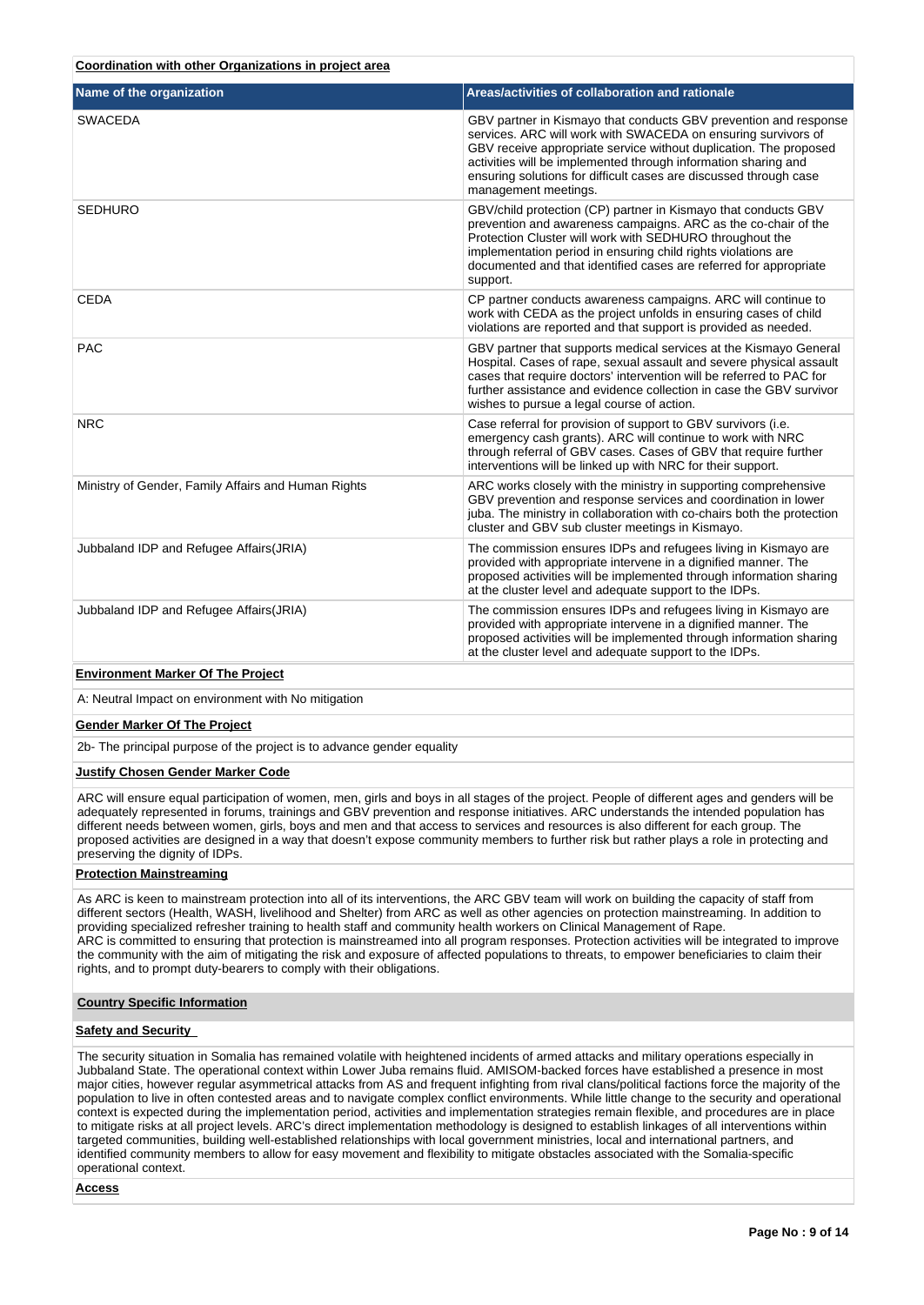**Coordination with other Organizations in project area**

| Name of the organization | Areas/activities of collaboration and rationale |
| --- | --- |
| SWACEDA | GBV partner in Kismayo that conducts GBV prevention and response services. ARC will work with SWACEDA on ensuring survivors of GBV receive appropriate service without duplication. The proposed activities will be implemented through information sharing and ensuring solutions for difficult cases are discussed through case management meetings. |
| SEDHURO | GBV/child protection (CP) partner in Kismayo that conducts GBV prevention and awareness campaigns. ARC as the co-chair of the Protection Cluster will work with SEDHURO throughout the implementation period in ensuring child rights violations are documented and that identified cases are referred for appropriate support. |
| CEDA | CP partner conducts awareness campaigns. ARC will continue to work with CEDA as the project unfolds in ensuring cases of child violations are reported and that support is provided as needed. |
| PAC | GBV partner that supports medical services at the Kismayo General Hospital. Cases of rape, sexual assault and severe physical assault cases that require doctors' intervention will be referred to PAC for further assistance and evidence collection in case the GBV survivor wishes to pursue a legal course of action. |
| NRC | Case referral for provision of support to GBV survivors (i.e. emergency cash grants). ARC will continue to work with NRC through referral of GBV cases. Cases of GBV that require further interventions will be linked up with NRC for their support. |
| Ministry of Gender, Family Affairs and Human Rights | ARC works closely with the ministry in supporting comprehensive GBV prevention and response services and coordination in lower juba. The ministry in collaboration with co-chairs both the protection cluster and GBV sub cluster meetings in Kismayo. |
| Jubbaland IDP and Refugee Affairs(JRIA) | The commission ensures IDPs and refugees living in Kismayo are provided with appropriate intervene in a dignified manner. The proposed activities will be implemented through information sharing at the cluster level and adequate support to the IDPs. |
| Jubbaland IDP and Refugee Affairs(JRIA) | The commission ensures IDPs and refugees living in Kismayo are provided with appropriate intervene in a dignified manner. The proposed activities will be implemented through information sharing at the cluster level and adequate support to the IDPs. |

**Environment Marker Of The Project**

A: Neutral Impact on environment with No mitigation

**Gender Marker Of The Project**

2b- The principal purpose of the project is to advance gender equality

**Justify Chosen Gender Marker Code**

ARC will ensure equal participation of women, men, girls and boys in all stages of the project. People of different ages and genders will be adequately represented in forums, trainings and GBV prevention and response initiatives. ARC understands the intended population has different needs between women, girls, boys and men and that access to services and resources is also different for each group. The proposed activities are designed in a way that doesn't expose community members to further risk but rather plays a role in protecting and preserving the dignity of IDPs.

**Protection Mainstreaming**

As ARC is keen to mainstream protection into all of its interventions, the ARC GBV team will work on building the capacity of staff from different sectors (Health, WASH, livelihood and Shelter) from ARC as well as other agencies on protection mainstreaming. In addition to providing specialized refresher training to health staff and community health workers on Clinical Management of Rape.
ARC is committed to ensuring that protection is mainstreamed into all program responses. Protection activities will be integrated to improve the community with the aim of mitigating the risk and exposure of affected populations to threats, to empower beneficiaries to claim their rights, and to prompt duty-bearers to comply with their obligations.

**Country Specific Information**

**Safety and Security**

The security situation in Somalia has remained volatile with heightened incidents of armed attacks and military operations especially in Jubbaland State. The operational context within Lower Juba remains fluid. AMISOM-backed forces have established a presence in most major cities, however regular asymmetrical attacks from AS and frequent infighting from rival clans/political factions force the majority of the population to live in often contested areas and to navigate complex conflict environments. While little change to the security and operational context is expected during the implementation period, activities and implementation strategies remain flexible, and procedures are in place to mitigate risks at all project levels. ARC's direct implementation methodology is designed to establish linkages of all interventions within targeted communities, building well-established relationships with local government ministries, local and international partners, and identified community members to allow for easy movement and flexibility to mitigate obstacles associated with the Somalia-specific operational context.

**Access**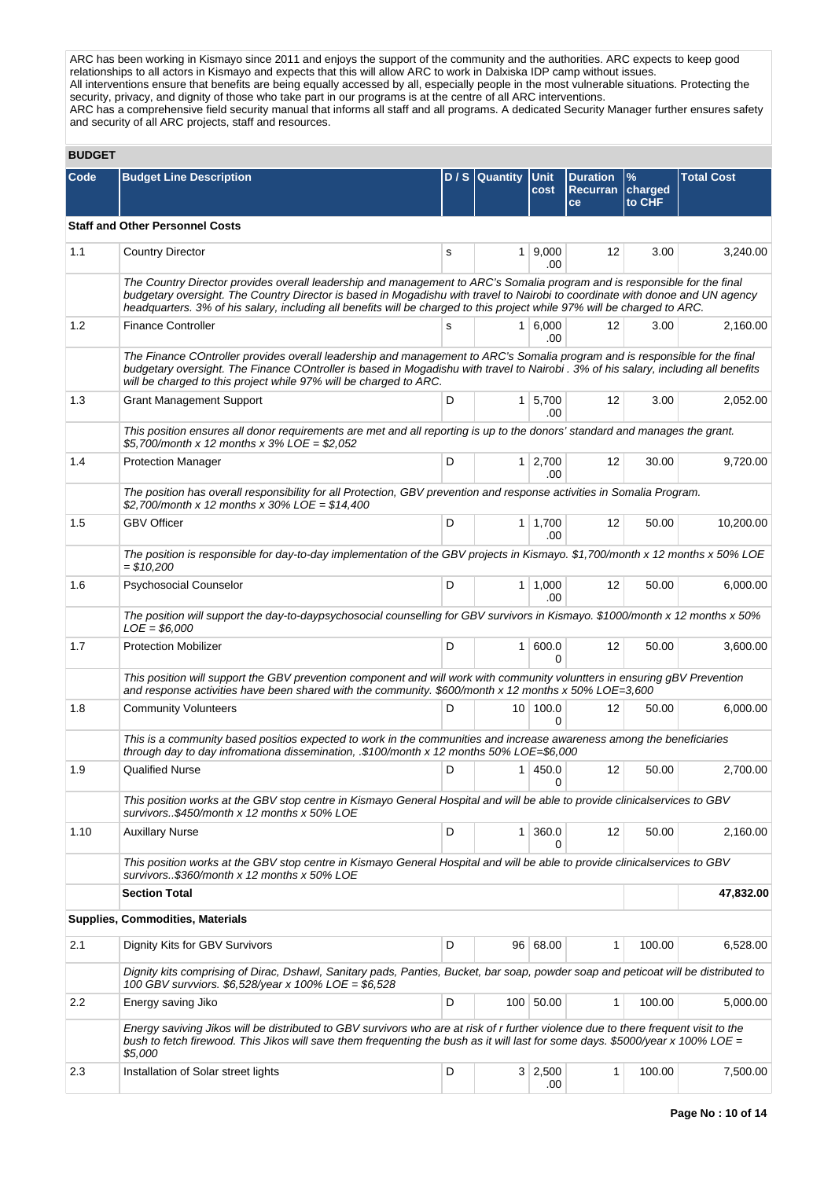ARC has been working in Kismayo since 2011 and enjoys the support of the community and the authorities. ARC expects to keep good relationships to all actors in Kismayo and expects that this will allow ARC to work in Dalxiska IDP camp without issues.
All interventions ensure that benefits are being equally accessed by all, especially people in the most vulnerable situations. Protecting the security, privacy, and dignity of those who take part in our programs is at the centre of all ARC interventions.
ARC has a comprehensive field security manual that informs all staff and all programs. A dedicated Security Manager further ensures safety and security of all ARC projects, staff and resources.

## BUDGET

| Code | Budget Line Description | D / S | Quantity | Unit cost | Duration Recurrance | % charged to CHF | Total Cost |
|---|---|---|---|---|---|---|---|
| **Staff and Other Personnel Costs** | | | | | | | |
| 1.1 | Country Director | S | 1 | 9,000.00 | 12 | 3.00 | 3,240.00 |
| | *The Country Director provides overall leadership and management to ARC's Somalia program and is responsible for the final budgetary oversight. The Country Director is based in Mogadishu with travel to Nairobi to coordinate with donoe and UN agency headquarters. 3% of his salary, including all benefits will be charged to this project while 97% will be charged to ARC.* | | | | | | |
| 1.2 | Finance Controller | S | 1 | 6,000.00 | 12 | 3.00 | 2,160.00 |
| | *The Finance COntroller provides overall leadership and management to ARC's Somalia program and is responsible for the final budgetary oversight. The Finance COntroller is based in Mogadishu with travel to Nairobi . 3% of his salary, including all benefits will be charged to this project while 97% will be charged to ARC.* | | | | | | |
| 1.3 | Grant Management Support | D | 1 | 5,700.00 | 12 | 3.00 | 2,052.00 |
| | *This position ensures all donor requirements are met and all reporting is up to the donors' standard and manages the grant. $5,700/month x 12 months x 3% LOE = $2,052* | | | | | | |
| 1.4 | Protection Manager | D | 1 | 2,700.00 | 12 | 30.00 | 9,720.00 |
| | *The position has overall responsibility for all Protection, GBV prevention and response activities in Somalia Program. $2,700/month x 12 months x 30% LOE = $14,400* | | | | | | |
| 1.5 | GBV Officer | D | 1 | 1,700.00 | 12 | 50.00 | 10,200.00 |
| | *The position is responsible for day-to-day implementation of the GBV projects in Kismayo. $1,700/month x 12 months x 50% LOE = $10,200* | | | | | | |
| 1.6 | Psychosocial Counselor | D | 1 | 1,000.00 | 12 | 50.00 | 6,000.00 |
| | *The position will support the day-to-daypsychosocial counselling for GBV survivors in Kismayo. $1000/month x 12 months x 50% LOE = $6,000* | | | | | | |
| 1.7 | Protection Mobilizer | D | 1 | 600.00 | 12 | 50.00 | 3,600.00 |
| | *This position will support the GBV prevention component and will work with community voluntters in ensuring gBV Prevention and response activities have been shared with the community. $600/month x 12 months x 50% LOE=3,600* | | | | | | |
| 1.8 | Community Volunteers | D | 10 | 100.00 | 12 | 50.00 | 6,000.00 |
| | *This is a community based positios expected to work in the communities and increase awareness among the beneficiaries through day to day infromationa dissemination, .$100/month x 12 months 50% LOE=$6,000* | | | | | | |
| 1.9 | Qualified Nurse | D | 1 | 450.00 | 12 | 50.00 | 2,700.00 |
| | *This position works at the GBV stop centre in Kismayo General Hospital and will be able to provide clinicalservices to GBV survivors..$450/month x 12 months x 50% LOE* | | | | | | |
| 1.10 | Auxillary Nurse | D | 1 | 360.00 | 12 | 50.00 | 2,160.00 |
| | *This position works at the GBV stop centre in Kismayo General Hospital and will be able to provide clinicalservices to GBV survivors..$360/month x 12 months x 50% LOE* | | | | | | |
| | **Section Total** | | | | | | **47,832.00** |
| **Supplies, Commodities, Materials** | | | | | | | |
| 2.1 | Dignity Kits for GBV Survivors | D | 96 | 68.00 | 1 | 100.00 | 6,528.00 |
| | *Dignity kits comprising of Dirac, Dshawl, Sanitary pads, Panties, Bucket, bar soap, powder soap and peticoat will be distributed to 100 GBV survviors. $6,528/year x 100% LOE = $6,528* | | | | | | |
| 2.2 | Energy saving Jiko | D | 100 | 50.00 | 1 | 100.00 | 5,000.00 |
| | *Energy saviving Jikos will be distributed to GBV survivors who are at risk of r further violence due to there frequent visit to the bush to fetch firewood. This Jikos will save them frequenting the bush as it will last for some days. $5000/year x 100% LOE = $5,000* | | | | | | |
| 2.3 | Installation of Solar street lights | D | 3 | 2,500.00 | 1 | 100.00 | 7,500.00 |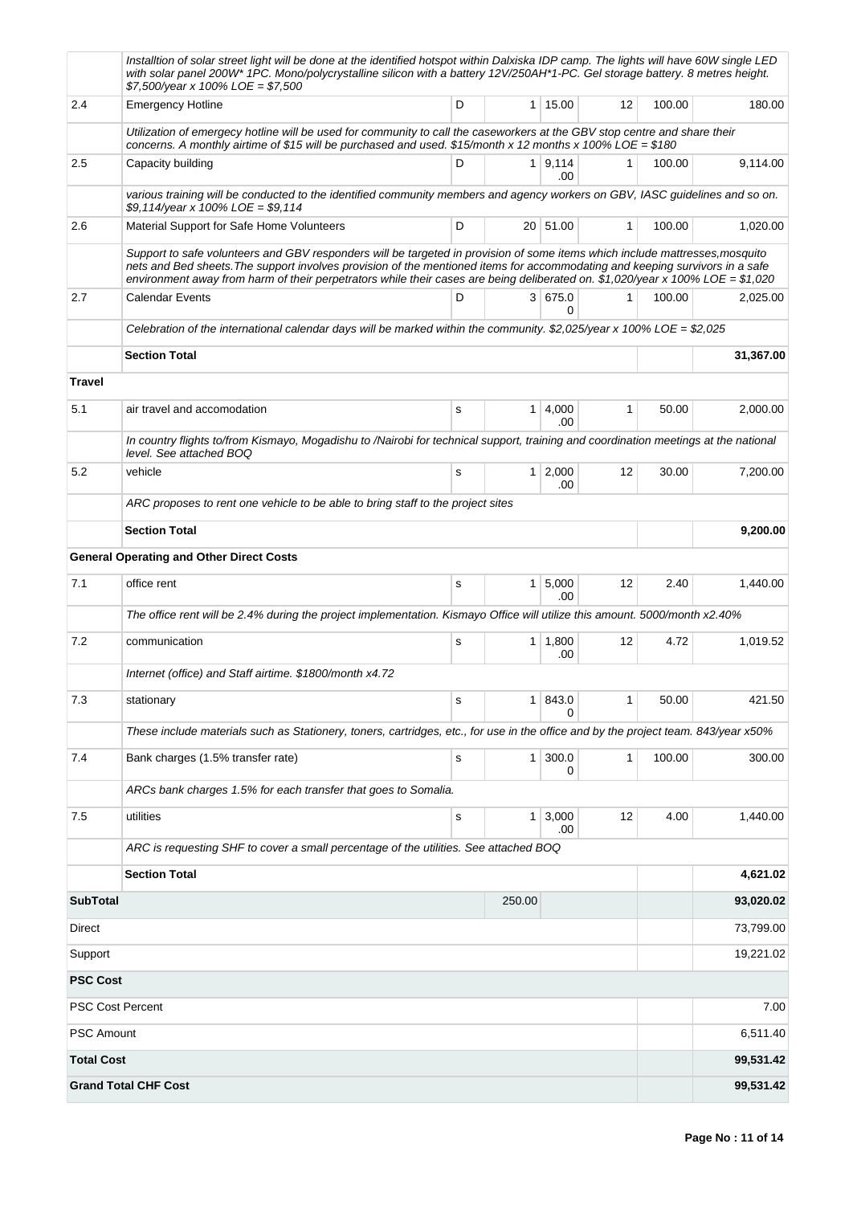| | | | | | | | |
|---|---|---|---|---|---|---|---|
| | *Installtion of solar street light will be done at the identified hotspot within Dalxiska IDP camp. The lights will have 60W single LED with solar panel 200W* 1PC. Mono/polycrystalline silicon with a battery 12V/250AH*1-PC. Gel storage battery. 8 metres height. $7,500/year x 100% LOE = $7,500* | | | | | | |
| 2.4 | Emergency Hotline | D | 1 | 15.00 | 12 | 100.00 | 180.00 |
| | *Utilization of emergecy hotline will be used for community to call the caseworkers at the GBV stop centre and share their concerns. A monthly airtime of $15 will be purchased and used. $15/month x 12 months x 100% LOE = $180* | | | | | | |
| 2.5 | Capacity building | D | 1 | 9,114.00 | 1 | 100.00 | 9,114.00 |
| | *various training will be conducted to the identified community members and agency workers on GBV, IASC guidelines and so on. $9,114/year x 100% LOE = $9,114* | | | | | | |
| 2.6 | Material Support for Safe Home Volunteers | D | 20 | 51.00 | 1 | 100.00 | 1,020.00 |
| | *Support to safe volunteers and GBV responders will be targeted in provision of some items which include mattresses,mosquito nets and Bed sheets.The support involves provision of the mentioned items for accommodating and keeping survivors in a safe environment away from harm of their perpetrators while their cases are being deliberated on. $1,020/year x 100% LOE = $1,020* | | | | | | |
| 2.7 | Calendar Events | D | 3 | 675.00 | 1 | 100.00 | 2,025.00 |
| | *Celebration of the international calendar days will be marked within the community. $2,025/year x 100% LOE = $2,025* | | | | | | |
| | **Section Total** | | | | | | **31,367.00** |
| **Travel** | | | | | | | |
| 5.1 | air travel and accomodation | s | 1 | 4,000.00 | 1 | 50.00 | 2,000.00 |
| | *In country flights to/from Kismayo, Mogadishu to /Nairobi for technical support, training and coordination meetings at the national level. See attached BOQ* | | | | | | |
| 5.2 | vehicle | s | 1 | 2,000.00 | 12 | 30.00 | 7,200.00 |
| | *ARC proposes to rent one vehicle to be able to bring staff to the project sites* | | | | | | |
| | **Section Total** | | | | | | **9,200.00** |
| **General Operating and Other Direct Costs** | | | | | | | |
| 7.1 | office rent | s | 1 | 5,000.00 | 12 | 2.40 | 1,440.00 |
| | *The office rent will be 2.4% during the project implementation. Kismayo Office will utilize this amount. 5000/month x2.40%* | | | | | | |
| 7.2 | communication | s | 1 | 1,800.00 | 12 | 4.72 | 1,019.52 |
| | *Internet (office) and Staff airtime. $1800/month x4.72* | | | | | | |
| 7.3 | stationary | s | 1 | 843.00 | 1 | 50.00 | 421.50 |
| | *These include materials such as Stationery, toners, cartridges, etc., for use in the office and by the project team. 843/year x50%* | | | | | | |
| 7.4 | Bank charges (1.5% transfer rate) | s | 1 | 300.00 | 1 | 100.00 | 300.00 |
| | *ARCs bank charges 1.5% for each transfer that goes to Somalia.* | | | | | | |
| 7.5 | utilities | s | 1 | 3,000.00 | 12 | 4.00 | 1,440.00 |
| | *ARC is requesting SHF to cover a small percentage of the utilities. See attached BOQ* | | | | | | |
| | **Section Total** | | | | | | **4,621.02** |
| **SubTotal** | | | 250.00 | | | | **93,020.02** |
| Direct | | | | | | | 73,799.00 |
| Support | | | | | | | 19,221.02 |
| **PSC Cost** | | | | | | | |
| PSC Cost Percent | | | | | | | 7.00 |
| PSC Amount | | | | | | | 6,511.40 |
| **Total Cost** | | | | | | | **99,531.42** |
| **Grand Total CHF Cost** | | | | | | | **99,531.42** |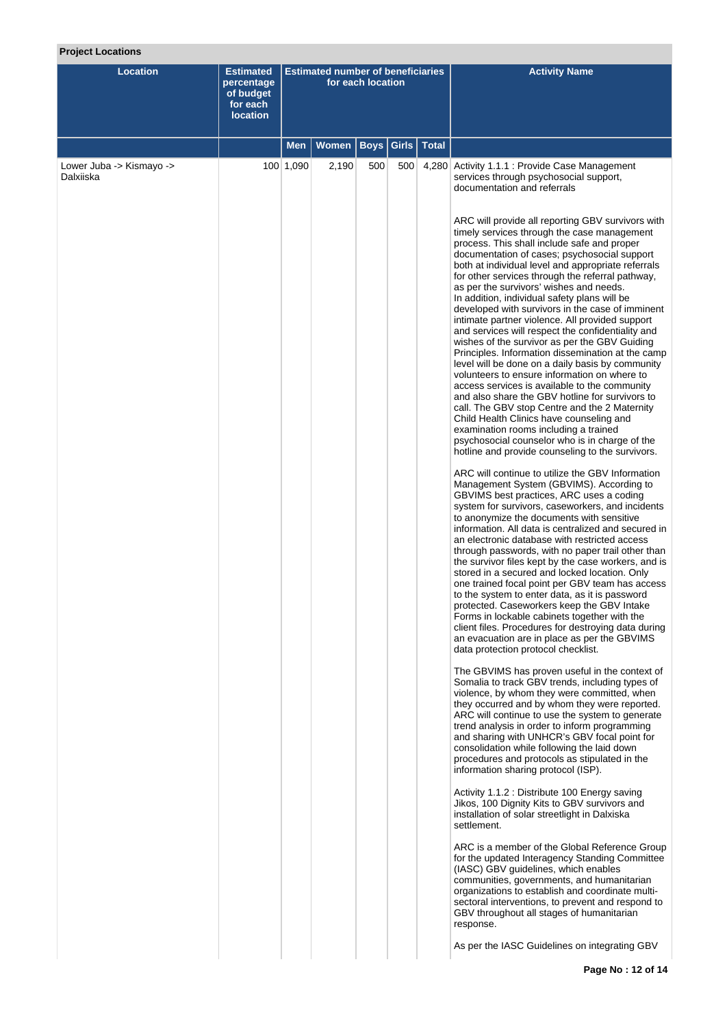**Project Locations**

| Location | Estimated percentage of budget for each location | Estimated number of beneficiaries for each location | | | | | Activity Name |
|---|---|---|---|---|---|---|---|
| | | Men | Women | Boys | Girls | Total | |
| Lower Juba -> Kismayo -> Dalxiiska | 100 | 1,090 | 2,190 | 500 | 500 | 4,280 | Activity 1.1.1 : Provide Case Management services through psychosocial support, documentation and referrals<br><br>ARC will provide all reporting GBV survivors with timely services through the case management process. This shall include safe and proper documentation of cases; psychosocial support both at individual level and appropriate referrals for other services through the referral pathway, as per the survivors' wishes and needs. In addition, individual safety plans will be developed with survivors in the case of imminent intimate partner violence. All provided support and services will respect the confidentiality and wishes of the survivor as per the GBV Guiding Principles. Information dissemination at the camp level will be done on a daily basis by community volunteers to ensure information on where to access services is available to the community and also share the GBV hotline for survivors to call. The GBV stop Centre and the 2 Maternity Child Health Clinics have counseling and examination rooms including a trained psychosocial counselor who is in charge of the hotline and provide counseling to the survivors.<br><br>ARC will continue to utilize the GBV Information Management System (GBVIMS). According to GBVIMS best practices, ARC uses a coding system for survivors, caseworkers, and incidents to anonymize the documents with sensitive information. All data is centralized and secured in an electronic database with restricted access through passwords, with no paper trail other than the survivor files kept by the case workers, and is stored in a secured and locked location. Only one trained focal point per GBV team has access to the system to enter data, as it is password protected. Caseworkers keep the GBV Intake Forms in lockable cabinets together with the client files. Procedures for destroying data during an evacuation are in place as per the GBVIMS data protection protocol checklist.<br><br>The GBVIMS has proven useful in the context of Somalia to track GBV trends, including types of violence, by whom they were committed, when they occurred and by whom they were reported. ARC will continue to use the system to generate trend analysis in order to inform programming and sharing with UNHCR's GBV focal point for consolidation while following the laid down procedures and protocols as stipulated in the information sharing protocol (ISP).<br><br>Activity 1.1.2 : Distribute 100 Energy saving Jikos, 100 Dignity Kits to GBV survivors and installation of solar streetlight in Dalxiska settlement.<br><br>ARC is a member of the Global Reference Group for the updated Interagency Standing Committee (IASC) GBV guidelines, which enables communities, governments, and humanitarian organizations to establish and coordinate multi-sectoral interventions, to prevent and respond to GBV throughout all stages of humanitarian response.<br><br>As per the IASC Guidelines on integrating GBV |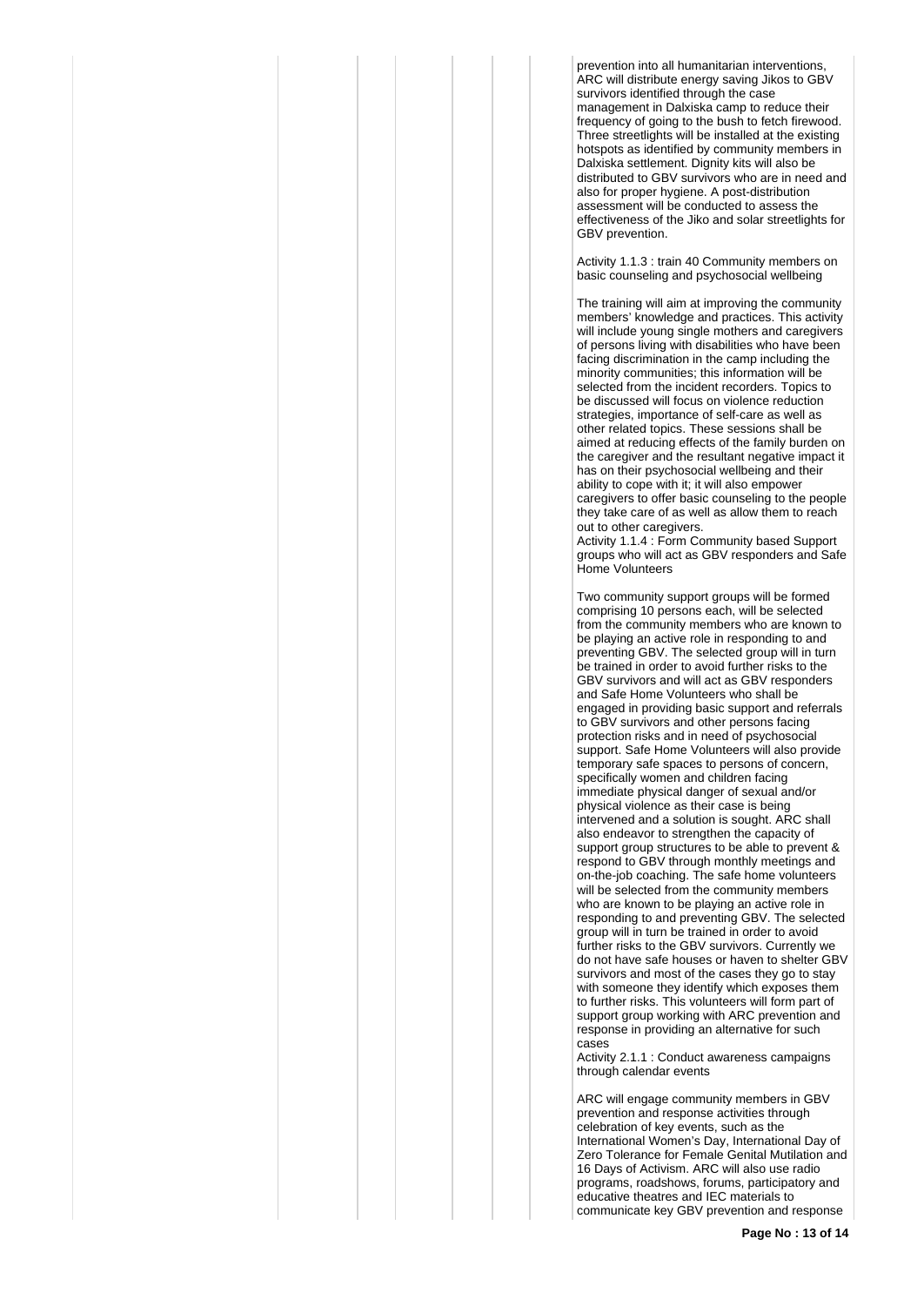prevention into all humanitarian interventions, ARC will distribute energy saving Jikos to GBV survivors identified through the case management in Dalxiska camp to reduce their frequency of going to the bush to fetch firewood. Three streetlights will be installed at the existing hotspots as identified by community members in Dalxiska settlement. Dignity kits will also be distributed to GBV survivors who are in need and also for proper hygiene. A post-distribution assessment will be conducted to assess the effectiveness of the Jiko and solar streetlights for GBV prevention.

Activity 1.1.3 : train 40 Community members on basic counseling and psychosocial wellbeing

The training will aim at improving the community members' knowledge and practices. This activity will include young single mothers and caregivers of persons living with disabilities who have been facing discrimination in the camp including the minority communities; this information will be selected from the incident recorders. Topics to be discussed will focus on violence reduction strategies, importance of self-care as well as other related topics. These sessions shall be aimed at reducing effects of the family burden on the caregiver and the resultant negative impact it has on their psychosocial wellbeing and their ability to cope with it; it will also empower caregivers to offer basic counseling to the people they take care of as well as allow them to reach out to other caregivers.

Activity 1.1.4 : Form Community based Support groups who will act as GBV responders and Safe Home Volunteers

Two community support groups will be formed comprising 10 persons each, will be selected from the community members who are known to be playing an active role in responding to and preventing GBV. The selected group will in turn be trained in order to avoid further risks to the GBV survivors and will act as GBV responders and Safe Home Volunteers who shall be engaged in providing basic support and referrals to GBV survivors and other persons facing protection risks and in need of psychosocial support. Safe Home Volunteers will also provide temporary safe spaces to persons of concern, specifically women and children facing immediate physical danger of sexual and/or physical violence as their case is being intervened and a solution is sought. ARC shall also endeavor to strengthen the capacity of support group structures to be able to prevent & respond to GBV through monthly meetings and on-the-job coaching. The safe home volunteers will be selected from the community members who are known to be playing an active role in responding to and preventing GBV. The selected group will in turn be trained in order to avoid further risks to the GBV survivors. Currently we do not have safe houses or haven to shelter GBV survivors and most of the cases they go to stay with someone they identify which exposes them to further risks. This volunteers will form part of support group working with ARC prevention and response in providing an alternative for such cases

Activity 2.1.1 : Conduct awareness campaigns through calendar events

ARC will engage community members in GBV prevention and response activities through celebration of key events, such as the International Women's Day, International Day of Zero Tolerance for Female Genital Mutilation and 16 Days of Activism. ARC will also use radio programs, roadshows, forums, participatory and educative theatres and IEC materials to communicate key GBV prevention and response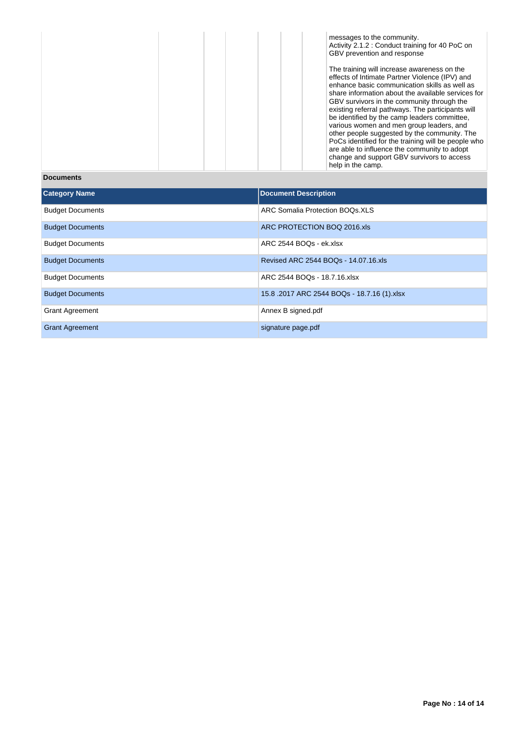| | | | | | | | |
|---|---|---|---|---|---|---|---|
| | | | | | | | messages to the community.<br>Activity 2.1.2 : Conduct training for 40 PoC on GBV prevention and response<br><br>The training will increase awareness on the effects of Intimate Partner Violence (IPV) and enhance basic communication skills as well as share information about the available services for GBV survivors in the community through the existing referral pathways. The participants will be identified by the camp leaders committee, various women and men group leaders, and other people suggested by the community. The PoCs identified for the training will be people who are able to influence the community to adopt change and support GBV survivors to access help in the camp. |

**Documents**

| Category Name | Document Description |
|---|---|
| Budget Documents | ARC Somalia Protection BOQs.XLS |
| Budget Documents | ARC PROTECTION BOQ 2016.xls |
| Budget Documents | ARC 2544 BOQs - ek.xlsx |
| Budget Documents | Revised ARC 2544 BOQs - 14.07.16.xls |
| Budget Documents | ARC 2544 BOQs - 18.7.16.xlsx |
| Budget Documents | 15.8 .2017 ARC 2544 BOQs - 18.7.16 (1).xlsx |
| Grant Agreement | Annex B signed.pdf |
| Grant Agreement | signature page.pdf |